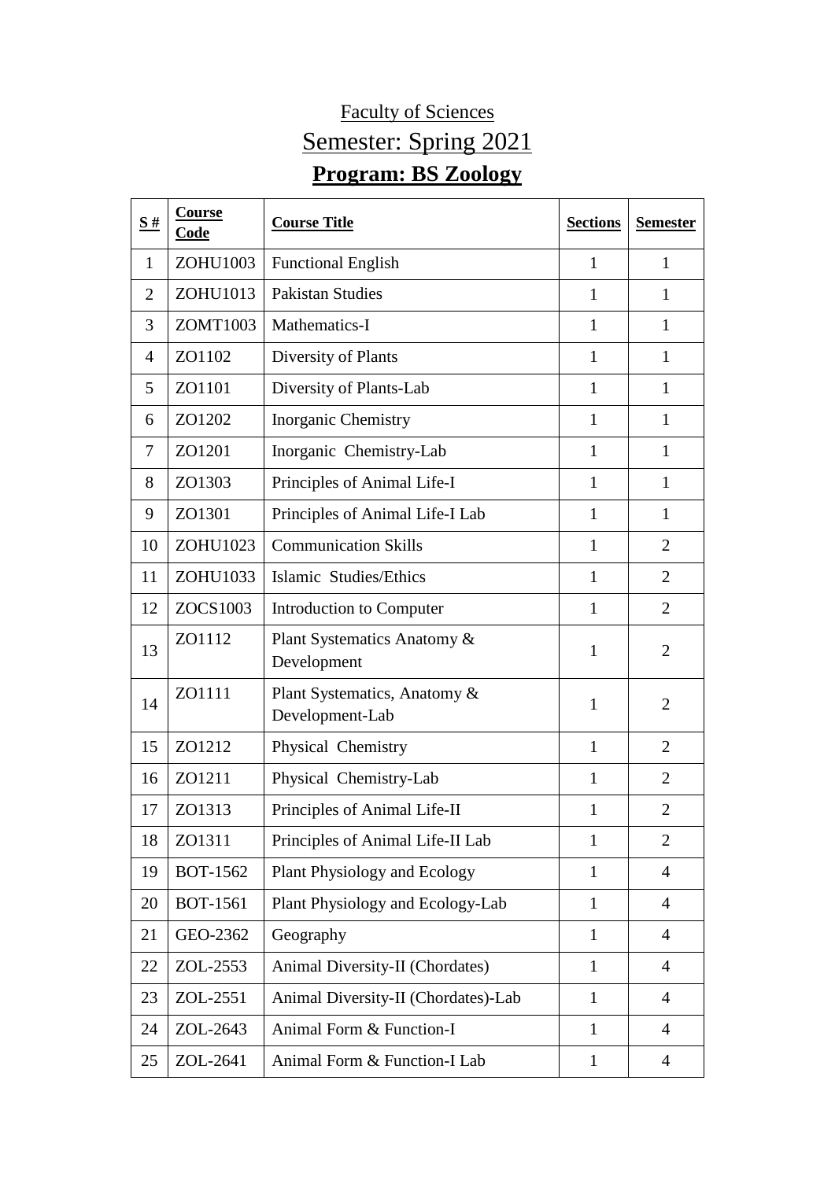# Faculty of Sciences

## Semester: Spring 2021

## **Program: BS Zoology**

| **S #** | **Course Code** | **Course Title** | **Sections** | **Semester** |
|---|---|---|---|---|
| 1 | ZOHU1003 | Functional English | 1 | 1 |
| 2 | ZOHU1013 | Pakistan Studies | 1 | 1 |
| 3 | ZOMT1003 | Mathematics-I | 1 | 1 |
| 4 | ZO1102 | Diversity of Plants | 1 | 1 |
| 5 | ZO1101 | Diversity of Plants-Lab | 1 | 1 |
| 6 | ZO1202 | Inorganic Chemistry | 1 | 1 |
| 7 | ZO1201 | Inorganic Chemistry-Lab | 1 | 1 |
| 8 | ZO1303 | Principles of Animal Life-I | 1 | 1 |
| 9 | ZO1301 | Principles of Animal Life-I Lab | 1 | 1 |
| 10 | ZOHU1023 | Communication Skills | 1 | 2 |
| 11 | ZOHU1033 | Islamic Studies/Ethics | 1 | 2 |
| 12 | ZOCS1003 | Introduction to Computer | 1 | 2 |
| 13 | ZO1112 | Plant Systematics Anatomy & Development | 1 | 2 |
| 14 | ZO1111 | Plant Systematics, Anatomy & Development-Lab | 1 | 2 |
| 15 | ZO1212 | Physical Chemistry | 1 | 2 |
| 16 | ZO1211 | Physical Chemistry-Lab | 1 | 2 |
| 17 | ZO1313 | Principles of Animal Life-II | 1 | 2 |
| 18 | ZO1311 | Principles of Animal Life-II Lab | 1 | 2 |
| 19 | BOT-1562 | Plant Physiology and Ecology | 1 | 4 |
| 20 | BOT-1561 | Plant Physiology and Ecology-Lab | 1 | 4 |
| 21 | GEO-2362 | Geography | 1 | 4 |
| 22 | ZOL-2553 | Animal Diversity-II (Chordates) | 1 | 4 |
| 23 | ZOL-2551 | Animal Diversity-II (Chordates)-Lab | 1 | 4 |
| 24 | ZOL-2643 | Animal Form & Function-I | 1 | 4 |
| 25 | ZOL-2641 | Animal Form & Function-I Lab | 1 | 4 |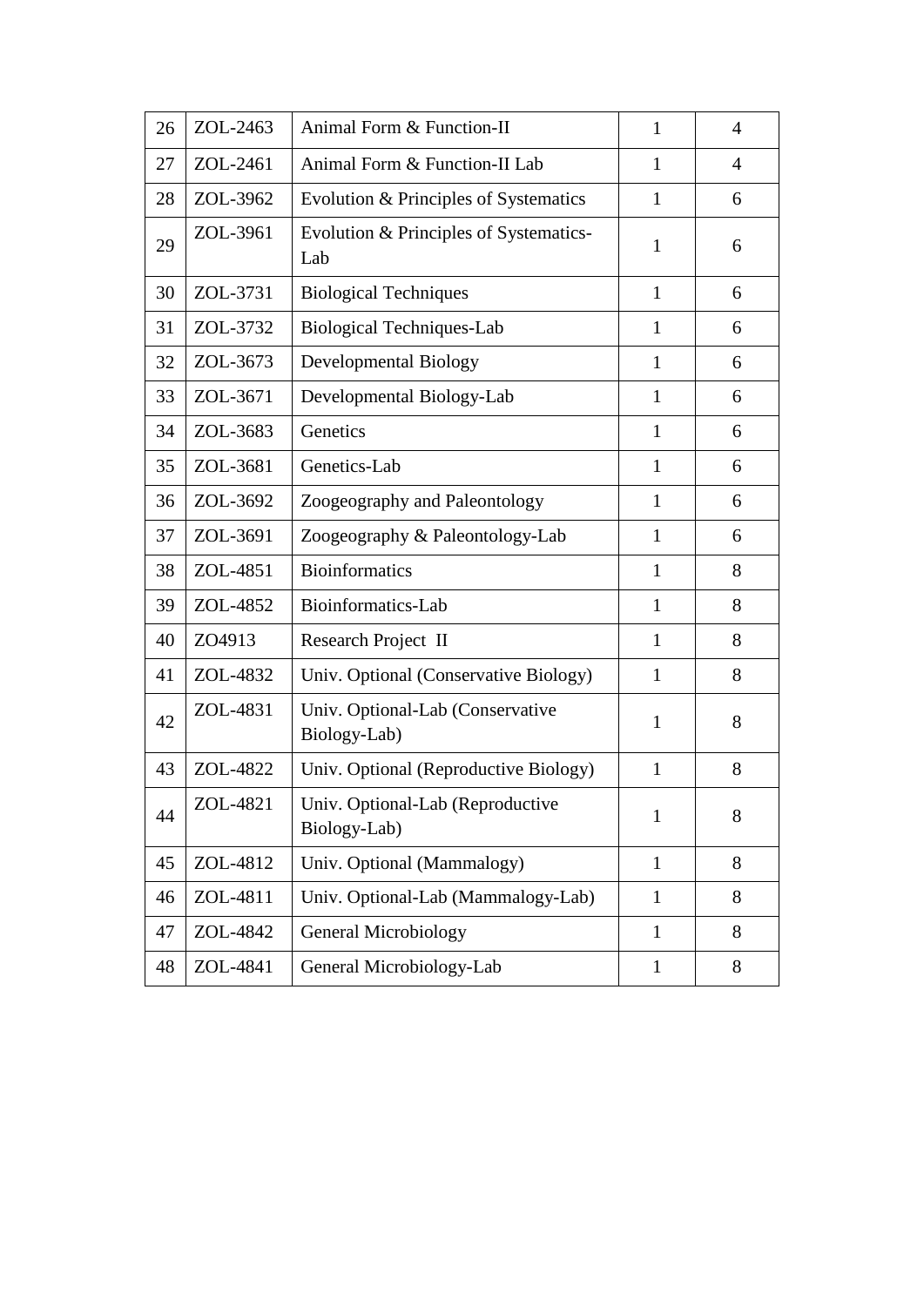| | | | | |
|---|---|---|---|---|
| 26 | ZOL-2463 | Animal Form & Function-II | 1 | 4 |
| 27 | ZOL-2461 | Animal Form & Function-II Lab | 1 | 4 |
| 28 | ZOL-3962 | Evolution & Principles of Systematics | 1 | 6 |
| 29 | ZOL-3961 | Evolution & Principles of Systematics-Lab | 1 | 6 |
| 30 | ZOL-3731 | Biological Techniques | 1 | 6 |
| 31 | ZOL-3732 | Biological Techniques-Lab | 1 | 6 |
| 32 | ZOL-3673 | Developmental Biology | 1 | 6 |
| 33 | ZOL-3671 | Developmental Biology-Lab | 1 | 6 |
| 34 | ZOL-3683 | Genetics | 1 | 6 |
| 35 | ZOL-3681 | Genetics-Lab | 1 | 6 |
| 36 | ZOL-3692 | Zoogeography and Paleontology | 1 | 6 |
| 37 | ZOL-3691 | Zoogeography & Paleontology-Lab | 1 | 6 |
| 38 | ZOL-4851 | Bioinformatics | 1 | 8 |
| 39 | ZOL-4852 | Bioinformatics-Lab | 1 | 8 |
| 40 | ZO4913 | Research Project II | 1 | 8 |
| 41 | ZOL-4832 | Univ. Optional (Conservative Biology) | 1 | 8 |
| 42 | ZOL-4831 | Univ. Optional-Lab (Conservative Biology-Lab) | 1 | 8 |
| 43 | ZOL-4822 | Univ. Optional (Reproductive Biology) | 1 | 8 |
| 44 | ZOL-4821 | Univ. Optional-Lab (Reproductive Biology-Lab) | 1 | 8 |
| 45 | ZOL-4812 | Univ. Optional (Mammalogy) | 1 | 8 |
| 46 | ZOL-4811 | Univ. Optional-Lab (Mammalogy-Lab) | 1 | 8 |
| 47 | ZOL-4842 | General Microbiology | 1 | 8 |
| 48 | ZOL-4841 | General Microbiology-Lab | 1 | 8 |